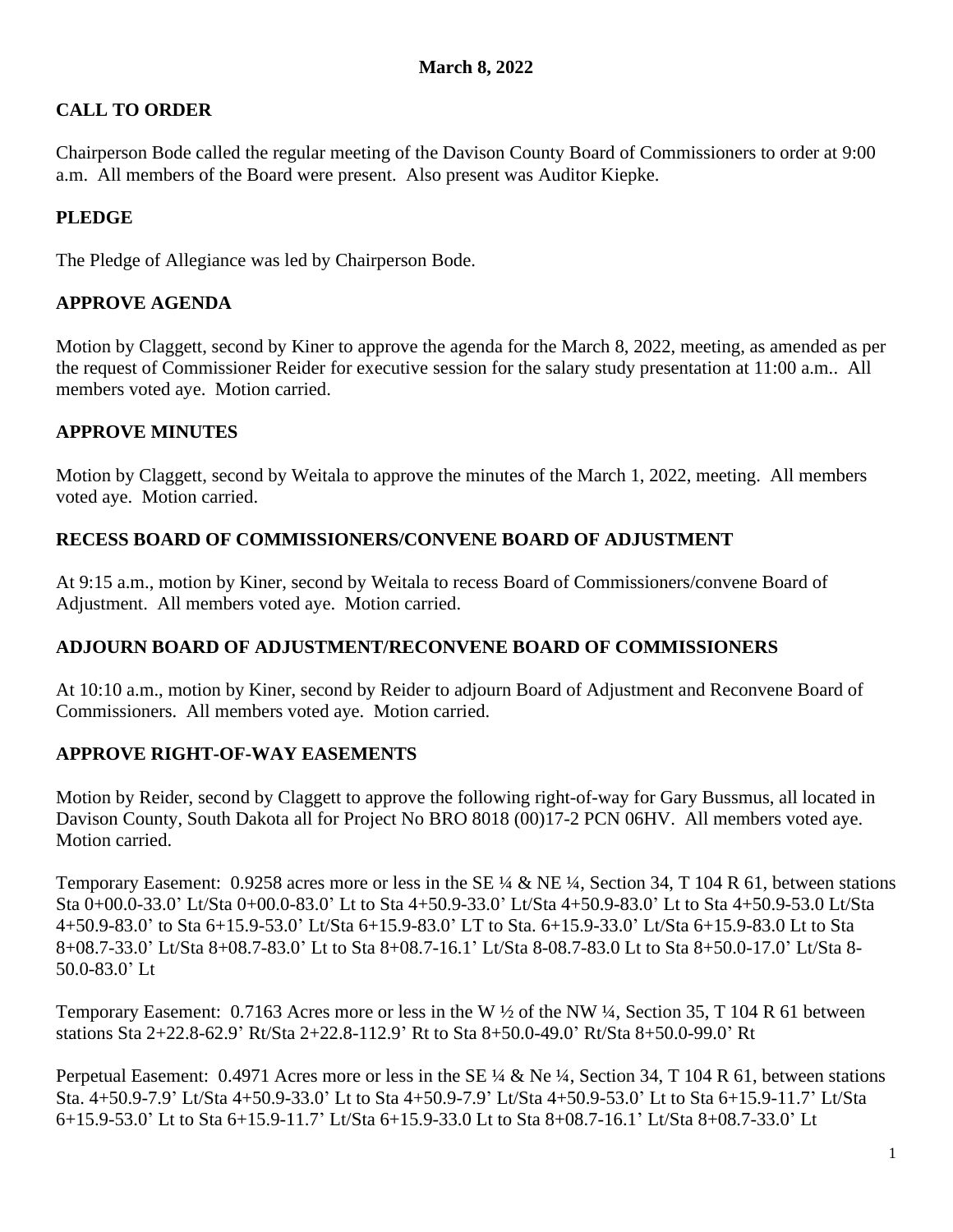**March 8, 2022**

## CALL TO ORDER

Chairperson Bode called the regular meeting of the Davison County Board of Commissioners to order at 9:00 a.m. All members of the Board were present. Also present was Auditor Kiepke.

## PLEDGE

The Pledge of Allegiance was led by Chairperson Bode.

## APPROVE AGENDA

Motion by Claggett, second by Kiner to approve the agenda for the March 8, 2022, meeting, as amended as per the request of Commissioner Reider for executive session for the salary study presentation at 11:00 a.m.. All members voted aye. Motion carried.

## APPROVE MINUTES

Motion by Claggett, second by Weitala to approve the minutes of the March 1, 2022, meeting. All members voted aye. Motion carried.

## RECESS BOARD OF COMMISSIONERS/CONVENE BOARD OF ADJUSTMENT

At 9:15 a.m., motion by Kiner, second by Weitala to recess Board of Commissioners/convene Board of Adjustment. All members voted aye. Motion carried.

## ADJOURN BOARD OF ADJUSTMENT/RECONVENE BOARD OF COMMISSIONERS

At 10:10 a.m., motion by Kiner, second by Reider to adjourn Board of Adjustment and Reconvene Board of Commissioners. All members voted aye. Motion carried.

## APPROVE RIGHT-OF-WAY EASEMENTS

Motion by Reider, second by Claggett to approve the following right-of-way for Gary Bussmus, all located in Davison County, South Dakota all for Project No BRO 8018 (00)17-2 PCN 06HV. All members voted aye. Motion carried.

Temporary Easement: 0.9258 acres more or less in the SE ¼ & NE ¼, Section 34, T 104 R 61, between stations Sta 0+00.0-33.0' Lt/Sta 0+00.0-83.0' Lt to Sta 4+50.9-33.0' Lt/Sta 4+50.9-83.0' Lt to Sta 4+50.9-53.0 Lt/Sta 4+50.9-83.0' to Sta 6+15.9-53.0' Lt/Sta 6+15.9-83.0' LT to Sta. 6+15.9-33.0' Lt/Sta 6+15.9-83.0 Lt to Sta 8+08.7-33.0' Lt/Sta 8+08.7-83.0' Lt to Sta 8+08.7-16.1' Lt/Sta 8-08.7-83.0 Lt to Sta 8+50.0-17.0' Lt/Sta 8-50.0-83.0' Lt

Temporary Easement: 0.7163 Acres more or less in the W ½ of the NW ¼, Section 35, T 104 R 61 between stations Sta 2+22.8-62.9' Rt/Sta 2+22.8-112.9' Rt to Sta 8+50.0-49.0' Rt/Sta 8+50.0-99.0' Rt

Perpetual Easement: 0.4971 Acres more or less in the SE ¼ & Ne ¼, Section 34, T 104 R 61, between stations Sta. 4+50.9-7.9' Lt/Sta 4+50.9-33.0' Lt to Sta 4+50.9-7.9' Lt/Sta 4+50.9-53.0' Lt to Sta 6+15.9-11.7' Lt/Sta 6+15.9-53.0' Lt to Sta 6+15.9-11.7' Lt/Sta 6+15.9-33.0 Lt to Sta 8+08.7-16.1' Lt/Sta 8+08.7-33.0' Lt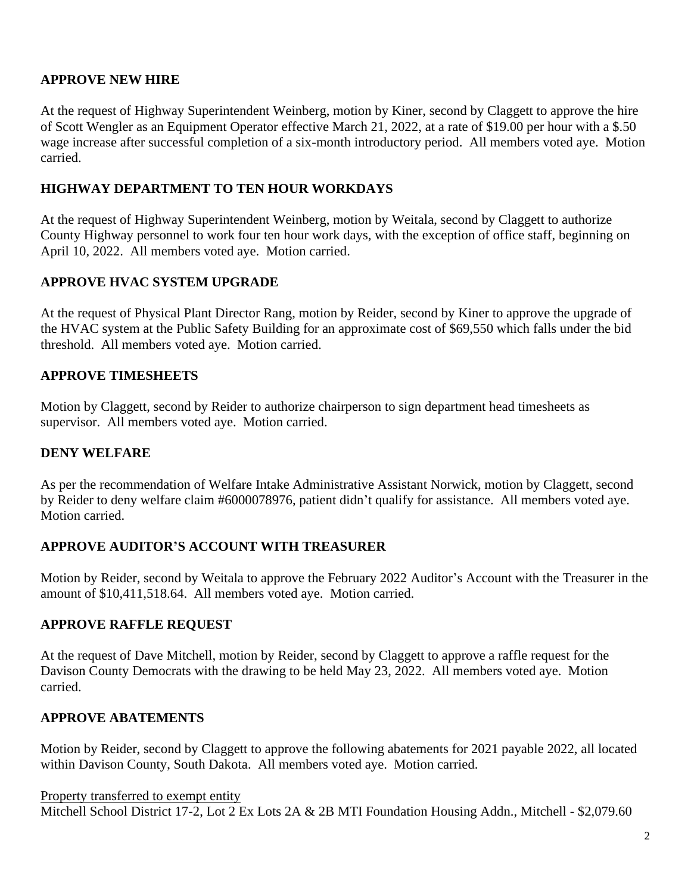## APPROVE NEW HIRE

At the request of Highway Superintendent Weinberg, motion by Kiner, second by Claggett to approve the hire of Scott Wengler as an Equipment Operator effective March 21, 2022, at a rate of $19.00 per hour with a $.50 wage increase after successful completion of a six-month introductory period. All members voted aye. Motion carried.

## HIGHWAY DEPARTMENT TO TEN HOUR WORKDAYS

At the request of Highway Superintendent Weinberg, motion by Weitala, second by Claggett to authorize County Highway personnel to work four ten hour work days, with the exception of office staff, beginning on April 10, 2022. All members voted aye. Motion carried.

## APPROVE HVAC SYSTEM UPGRADE

At the request of Physical Plant Director Rang, motion by Reider, second by Kiner to approve the upgrade of the HVAC system at the Public Safety Building for an approximate cost of $69,550 which falls under the bid threshold. All members voted aye. Motion carried.

## APPROVE TIMESHEETS

Motion by Claggett, second by Reider to authorize chairperson to sign department head timesheets as supervisor. All members voted aye. Motion carried.

## DENY WELFARE

As per the recommendation of Welfare Intake Administrative Assistant Norwick, motion by Claggett, second by Reider to deny welfare claim #6000078976, patient didn't qualify for assistance. All members voted aye. Motion carried.

## APPROVE AUDITOR'S ACCOUNT WITH TREASURER

Motion by Reider, second by Weitala to approve the February 2022 Auditor's Account with the Treasurer in the amount of $10,411,518.64. All members voted aye. Motion carried.

## APPROVE RAFFLE REQUEST

At the request of Dave Mitchell, motion by Reider, second by Claggett to approve a raffle request for the Davison County Democrats with the drawing to be held May 23, 2022. All members voted aye. Motion carried.

## APPROVE ABATEMENTS

Motion by Reider, second by Claggett to approve the following abatements for 2021 payable 2022, all located within Davison County, South Dakota. All members voted aye. Motion carried.

<u>Property transferred to exempt entity</u>
Mitchell School District 17-2, Lot 2 Ex Lots 2A & 2B MTI Foundation Housing Addn., Mitchell - $2,079.60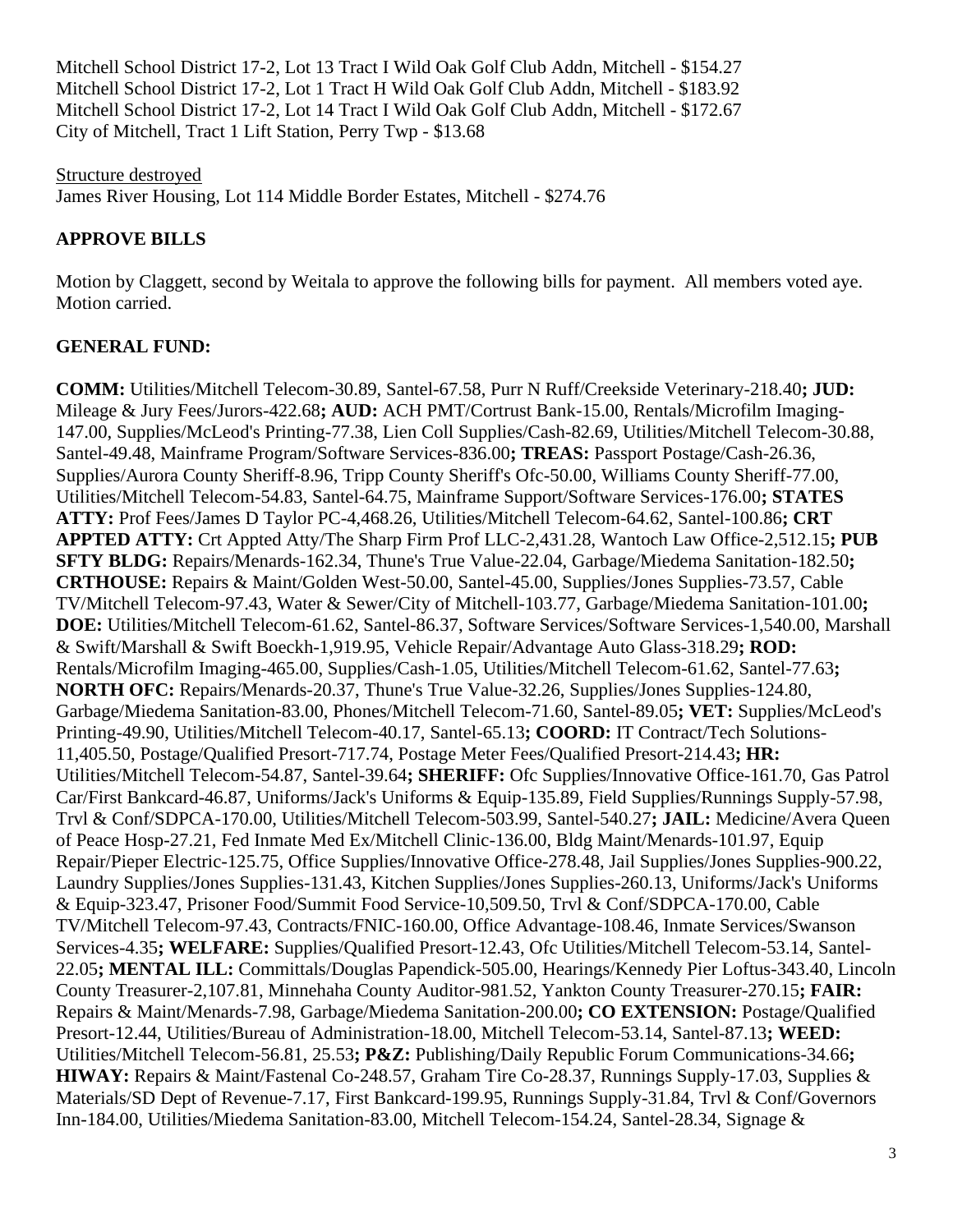Mitchell School District 17-2, Lot 13 Tract I Wild Oak Golf Club Addn, Mitchell - $154.27
Mitchell School District 17-2, Lot 1 Tract H Wild Oak Golf Club Addn, Mitchell - $183.92
Mitchell School District 17-2, Lot 14 Tract I Wild Oak Golf Club Addn, Mitchell - $172.67
City of Mitchell, Tract 1 Lift Station, Perry Twp - $13.68

Structure destroyed
James River Housing, Lot 114 Middle Border Estates, Mitchell - $274.76

**APPROVE BILLS**

Motion by Claggett, second by Weitala to approve the following bills for payment. All members voted aye. Motion carried.

**GENERAL FUND:**

**COMM:** Utilities/Mitchell Telecom-30.89, Santel-67.58, Purr N Ruff/Creekside Veterinary-218.40**; JUD:** Mileage & Jury Fees/Jurors-422.68**; AUD:** ACH PMT/Cortrust Bank-15.00, Rentals/Microfilm Imaging-147.00, Supplies/McLeod's Printing-77.38, Lien Coll Supplies/Cash-82.69, Utilities/Mitchell Telecom-30.88, Santel-49.48, Mainframe Program/Software Services-836.00**; TREAS:** Passport Postage/Cash-26.36, Supplies/Aurora County Sheriff-8.96, Tripp County Sheriff's Ofc-50.00, Williams County Sheriff-77.00, Utilities/Mitchell Telecom-54.83, Santel-64.75, Mainframe Support/Software Services-176.00**; STATES ATTY:** Prof Fees/James D Taylor PC-4,468.26, Utilities/Mitchell Telecom-64.62, Santel-100.86**; CRT APPTED ATTY:** Crt Appted Atty/The Sharp Firm Prof LLC-2,431.28, Wantoch Law Office-2,512.15**; PUB SFTY BLDG:** Repairs/Menards-162.34, Thune's True Value-22.04, Garbage/Miedema Sanitation-182.50**; CRTHOUSE:** Repairs & Maint/Golden West-50.00, Santel-45.00, Supplies/Jones Supplies-73.57, Cable TV/Mitchell Telecom-97.43, Water & Sewer/City of Mitchell-103.77, Garbage/Miedema Sanitation-101.00**; DOE:** Utilities/Mitchell Telecom-61.62, Santel-86.37, Software Services/Software Services-1,540.00, Marshall & Swift/Marshall & Swift Boeckh-1,919.95, Vehicle Repair/Advantage Auto Glass-318.29**; ROD:** Rentals/Microfilm Imaging-465.00, Supplies/Cash-1.05, Utilities/Mitchell Telecom-61.62, Santel-77.63**; NORTH OFC:** Repairs/Menards-20.37, Thune's True Value-32.26, Supplies/Jones Supplies-124.80, Garbage/Miedema Sanitation-83.00, Phones/Mitchell Telecom-71.60, Santel-89.05**; VET:** Supplies/McLeod's Printing-49.90, Utilities/Mitchell Telecom-40.17, Santel-65.13**; COORD:** IT Contract/Tech Solutions-11,405.50, Postage/Qualified Presort-717.74, Postage Meter Fees/Qualified Presort-214.43**; HR:** Utilities/Mitchell Telecom-54.87, Santel-39.64**; SHERIFF:** Ofc Supplies/Innovative Office-161.70, Gas Patrol Car/First Bankcard-46.87, Uniforms/Jack's Uniforms & Equip-135.89, Field Supplies/Runnings Supply-57.98, Trvl & Conf/SDPCA-170.00, Utilities/Mitchell Telecom-503.99, Santel-540.27**; JAIL:** Medicine/Avera Queen of Peace Hosp-27.21, Fed Inmate Med Ex/Mitchell Clinic-136.00, Bldg Maint/Menards-101.97, Equip Repair/Pieper Electric-125.75, Office Supplies/Innovative Office-278.48, Jail Supplies/Jones Supplies-900.22, Laundry Supplies/Jones Supplies-131.43, Kitchen Supplies/Jones Supplies-260.13, Uniforms/Jack's Uniforms & Equip-323.47, Prisoner Food/Summit Food Service-10,509.50, Trvl & Conf/SDPCA-170.00, Cable TV/Mitchell Telecom-97.43, Contracts/FNIC-160.00, Office Advantage-108.46, Inmate Services/Swanson Services-4.35**; WELFARE:** Supplies/Qualified Presort-12.43, Ofc Utilities/Mitchell Telecom-53.14, Santel-22.05**; MENTAL ILL:** Committals/Douglas Papendick-505.00, Hearings/Kennedy Pier Loftus-343.40, Lincoln County Treasurer-2,107.81, Minnehaha County Auditor-981.52, Yankton County Treasurer-270.15**; FAIR:** Repairs & Maint/Menards-7.98, Garbage/Miedema Sanitation-200.00**; CO EXTENSION:** Postage/Qualified Presort-12.44, Utilities/Bureau of Administration-18.00, Mitchell Telecom-53.14, Santel-87.13**; WEED:** Utilities/Mitchell Telecom-56.81, 25.53**; P&Z:** Publishing/Daily Republic Forum Communications-34.66**; HIWAY:** Repairs & Maint/Fastenal Co-248.57, Graham Tire Co-28.37, Runnings Supply-17.03, Supplies & Materials/SD Dept of Revenue-7.17, First Bankcard-199.95, Runnings Supply-31.84, Trvl & Conf/Governors Inn-184.00, Utilities/Miedema Sanitation-83.00, Mitchell Telecom-154.24, Santel-28.34, Signage &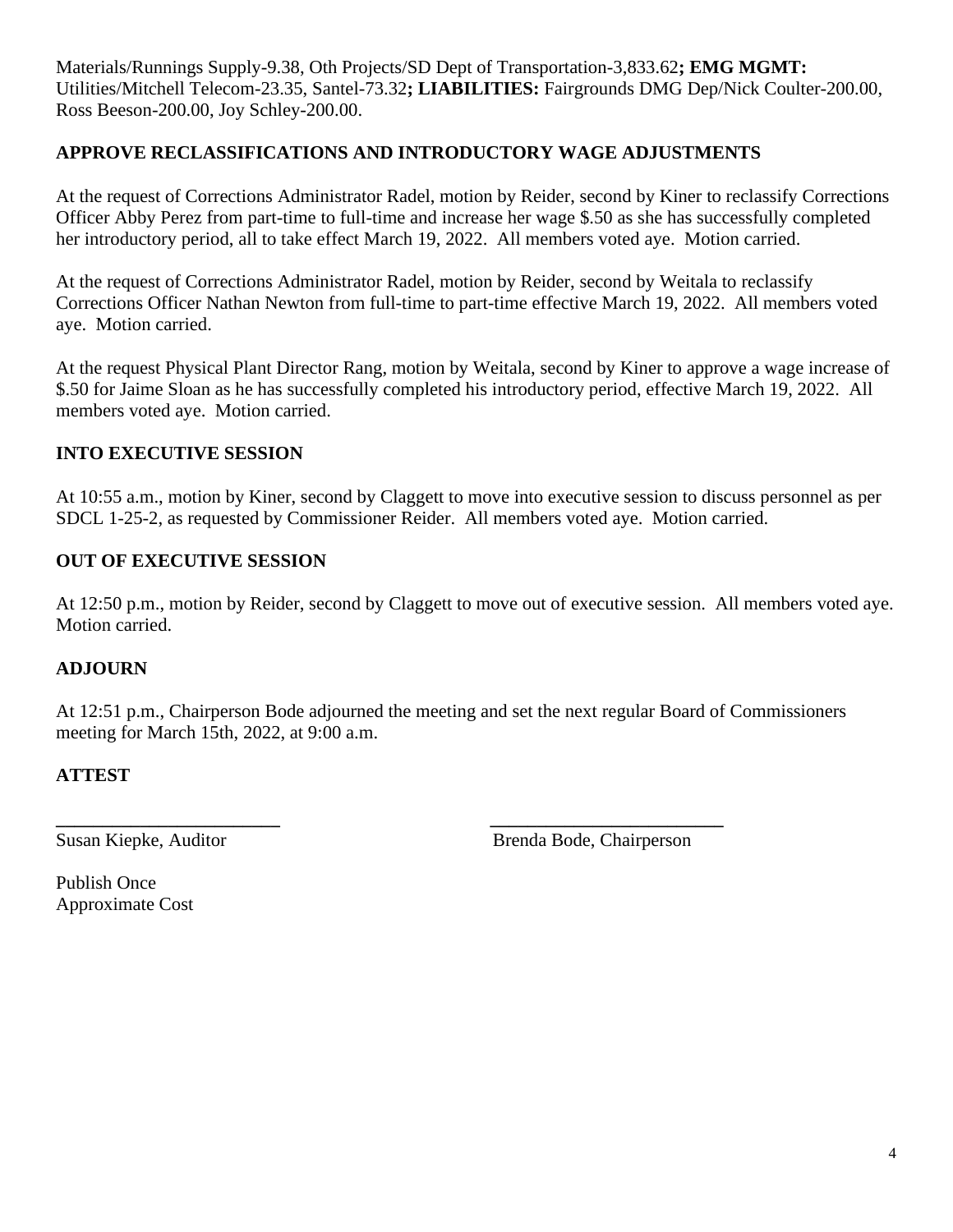Materials/Runnings Supply-9.38, Oth Projects/SD Dept of Transportation-3,833.62**; EMG MGMT:** Utilities/Mitchell Telecom-23.35, Santel-73.32**; LIABILITIES:** Fairgrounds DMG Dep/Nick Coulter-200.00, Ross Beeson-200.00, Joy Schley-200.00.

**APPROVE RECLASSIFICATIONS AND INTRODUCTORY WAGE ADJUSTMENTS**

At the request of Corrections Administrator Radel, motion by Reider, second by Kiner to reclassify Corrections Officer Abby Perez from part-time to full-time and increase her wage $.50 as she has successfully completed her introductory period, all to take effect March 19, 2022. All members voted aye. Motion carried.

At the request of Corrections Administrator Radel, motion by Reider, second by Weitala to reclassify Corrections Officer Nathan Newton from full-time to part-time effective March 19, 2022. All members voted aye. Motion carried.

At the request Physical Plant Director Rang, motion by Weitala, second by Kiner to approve a wage increase of $.50 for Jaime Sloan as he has successfully completed his introductory period, effective March 19, 2022. All members voted aye. Motion carried.

**INTO EXECUTIVE SESSION**

At 10:55 a.m., motion by Kiner, second by Claggett to move into executive session to discuss personnel as per SDCL 1-25-2, as requested by Commissioner Reider. All members voted aye. Motion carried.

**OUT OF EXECUTIVE SESSION**

At 12:50 p.m., motion by Reider, second by Claggett to move out of executive session. All members voted aye. Motion carried.

**ADJOURN**

At 12:51 p.m., Chairperson Bode adjourned the meeting and set the next regular Board of Commissioners meeting for March 15th, 2022, at 9:00 a.m.

**ATTEST**

\_\_\_\_\_\_\_\_\_\_\_\_\_\_\_\_\_\_\_\_\_\_\_\_ \_\_\_\_\_\_\_\_\_\_\_\_\_\_\_\_\_\_\_\_\_\_\_\_

Susan Kiepke, Auditor Brenda Bode, Chairperson

Publish Once
Approximate Cost